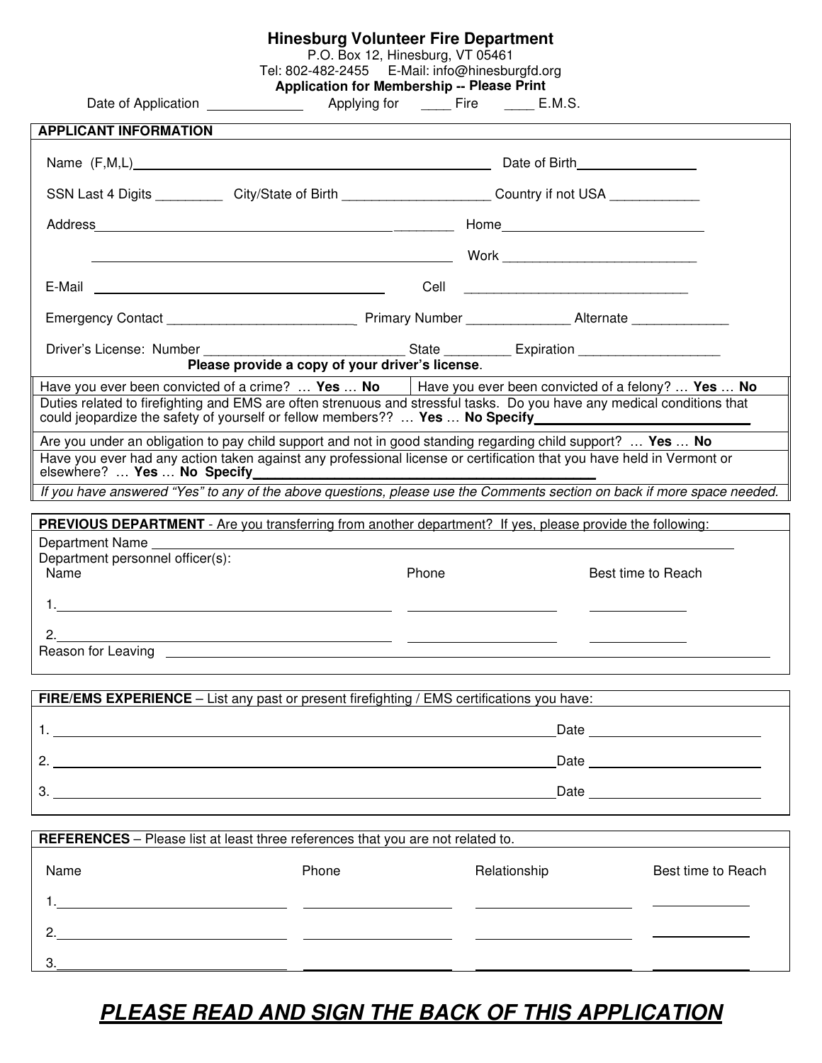# Hinesburg Volunteer Fire Department

P.O. Box 12, Hinesburg, VT 05461

Tel: 802-482-2455 E-Mail: info@hinesburgfd.org

**Application for Membership -- Please Print**

Date of Application ____________ Applying for ____ Fire ____ E.M.S.

## APPLICANT INFORMATION

Name (F,M,L)______________________________________________ Date of Birth_______________

SSN Last 4 Digits _________ City/State of Birth ____________________ Country if not USA ____________

Address_________________________________________ ________ Home___________________________

_________________________________________________ Work __________________________

E-Mail ________________________________________ Cell ______________________________

Emergency Contact __________________________ Primary Number ______________ Alternate _____________

Driver's License: Number ___________________________ State _________ Expiration ___________________

**Please provide a copy of your driver's license**.

| Have you ever been convicted of a crime? … **Yes** … **No** | Have you ever been convicted of a felony? … **Yes** … **No** |
|---|---|

Duties related to firefighting and EMS are often strenuous and stressful tasks. Do you have any medical conditions that could jeopardize the safety of yourself or fellow members?? … **Yes** … **No Specify**___________________________

Are you under an obligation to pay child support and not in good standing regarding child support? … **Yes** … **No**

Have you ever had any action taken against any professional license or certification that you have held in Vermont or elsewhere? … **Yes** … **No Specify**__________________________________________

*If you have answered "Yes" to any of the above questions, please use the Comments section on back if more space needed.*

## PREVIOUS DEPARTMENT - Are you transferring from another department? If yes, please provide the following:

Department Name ____________________________________________________________________

Department personnel officer(s):

| Name | Phone | Best time to Reach |
|---|---|---|
| 1. | | |
| 2. | | |

Reason for Leaving ____________________________________________________________________

## FIRE/EMS EXPERIENCE – List any past or present firefighting / EMS certifications you have:

1. ______________________________________________________ Date ______________________
2. ______________________________________________________ Date ______________________
3. ______________________________________________________ Date ______________________

## REFERENCES – Please list at least three references that you are not related to.

| Name | Phone | Relationship | Best time to Reach |
|---|---|---|---|
| 1. | | | |
| 2. | | | |
| 3. | | | |

***PLEASE READ AND SIGN THE BACK OF THIS APPLICATION***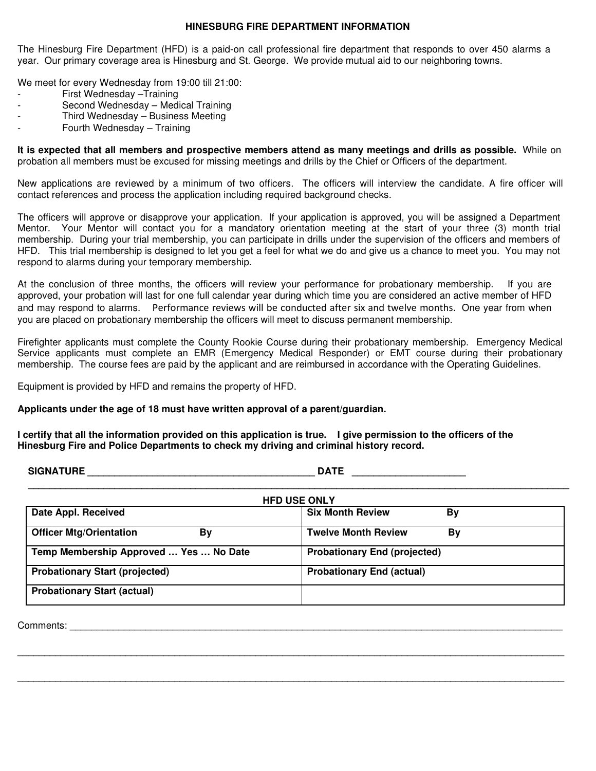# HINESBURG FIRE DEPARTMENT INFORMATION

The Hinesburg Fire Department (HFD) is a paid-on call professional fire department that responds to over 450 alarms a year. Our primary coverage area is Hinesburg and St. George. We provide mutual aid to our neighboring towns.

We meet for every Wednesday from 19:00 till 21:00:

- First Wednesday –Training
- Second Wednesday – Medical Training
- Third Wednesday – Business Meeting
- Fourth Wednesday – Training

**It is expected that all members and prospective members attend as many meetings and drills as possible.** While on probation all members must be excused for missing meetings and drills by the Chief or Officers of the department.

New applications are reviewed by a minimum of two officers. The officers will interview the candidate. A fire officer will contact references and process the application including required background checks.

The officers will approve or disapprove your application. If your application is approved, you will be assigned a Department Mentor. Your Mentor will contact you for a mandatory orientation meeting at the start of your three (3) month trial membership. During your trial membership, you can participate in drills under the supervision of the officers and members of HFD. This trial membership is designed to let you get a feel for what we do and give us a chance to meet you. You may not respond to alarms during your temporary membership.

At the conclusion of three months, the officers will review your performance for probationary membership. If you are approved, your probation will last for one full calendar year during which time you are considered an active member of HFD and may respond to alarms. Performance reviews will be conducted after six and twelve months. One year from when you are placed on probationary membership the officers will meet to discuss permanent membership.

Firefighter applicants must complete the County Rookie Course during their probationary membership. Emergency Medical Service applicants must complete an EMR (Emergency Medical Responder) or EMT course during their probationary membership. The course fees are paid by the applicant and are reimbursed in accordance with the Operating Guidelines.

Equipment is provided by HFD and remains the property of HFD.

**Applicants under the age of 18 must have written approval of a parent/guardian.**

**I certify that all the information provided on this application is true. I give permission to the officers of the Hinesburg Fire and Police Departments to check my driving and criminal history record.**

**SIGNATURE** ____________________________________________ **DATE** ____________________

**HFD USE ONLY**

| | |
|---|---|
| **Date Appl. Received** | **Six Month Review By** |
| **Officer Mtg/Orientation By** | **Twelve Month Review By** |
| **Temp Membership Approved … Yes … No Date** | **Probationary End (projected)** |
| **Probationary Start (projected)** | **Probationary End (actual)** |
| **Probationary Start (actual)** | |

Comments: ____________________________________________________________________________________________

______________________________________________________________________________________________________

______________________________________________________________________________________________________